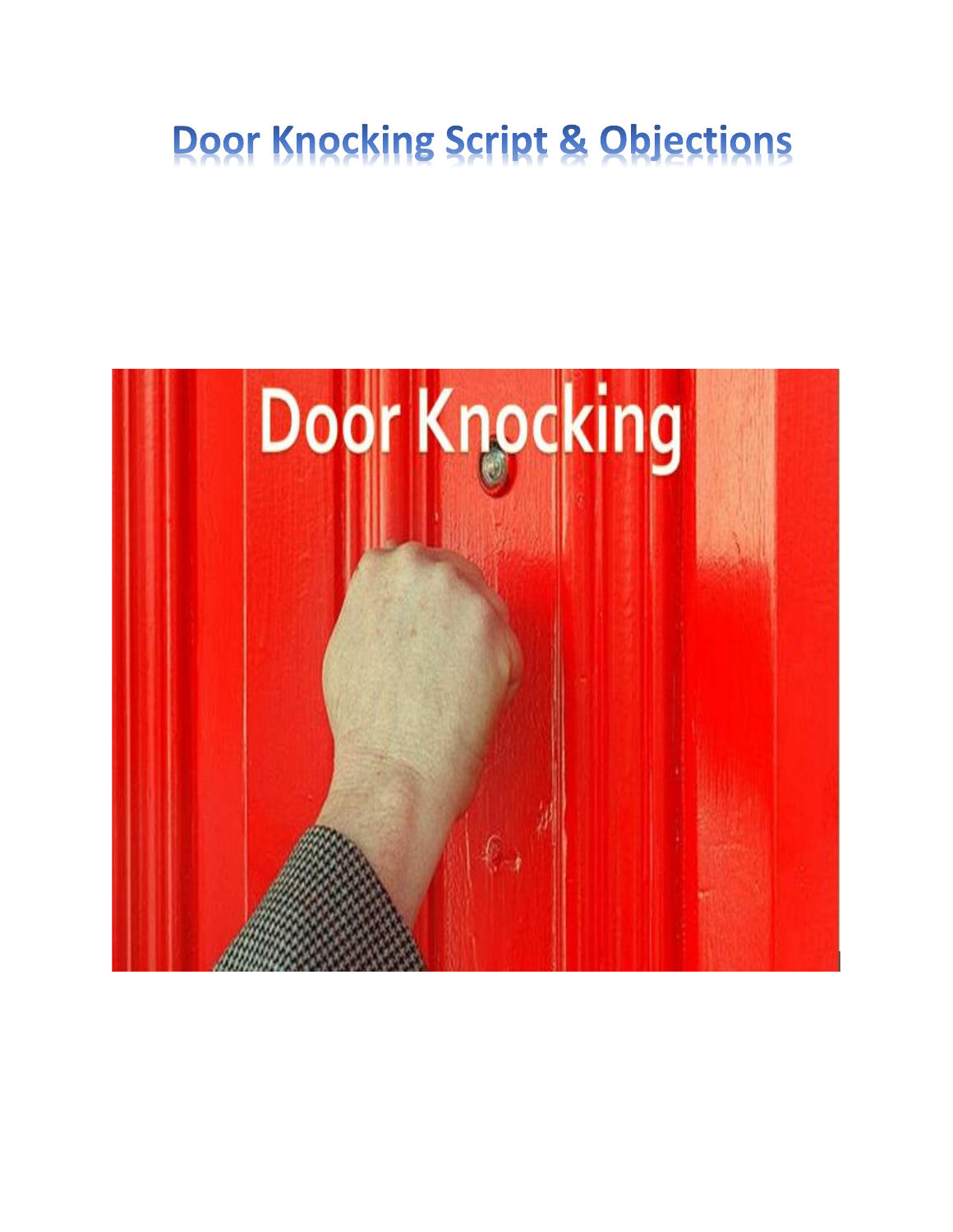# Door Knocking Script & Objections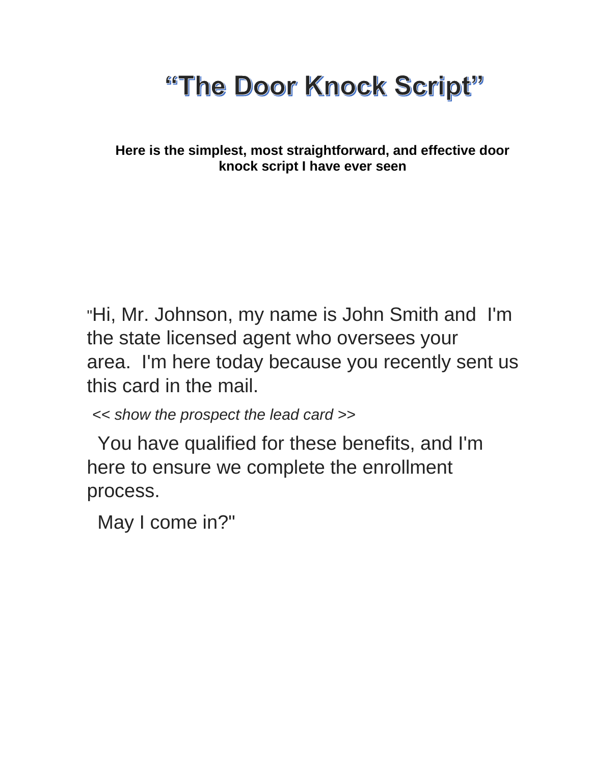# "The Door Knock Script"

**Here is the simplest, most straightforward, and effective door knock script I have ever seen**

"Hi, Mr. Johnson, my name is John Smith and I'm the state licensed agent who oversees your area. I'm here today because you recently sent us this card in the mail.

*<< show the prospect the lead card >>*

You have qualified for these benefits, and I'm here to ensure we complete the enrollment process.

May I come in?"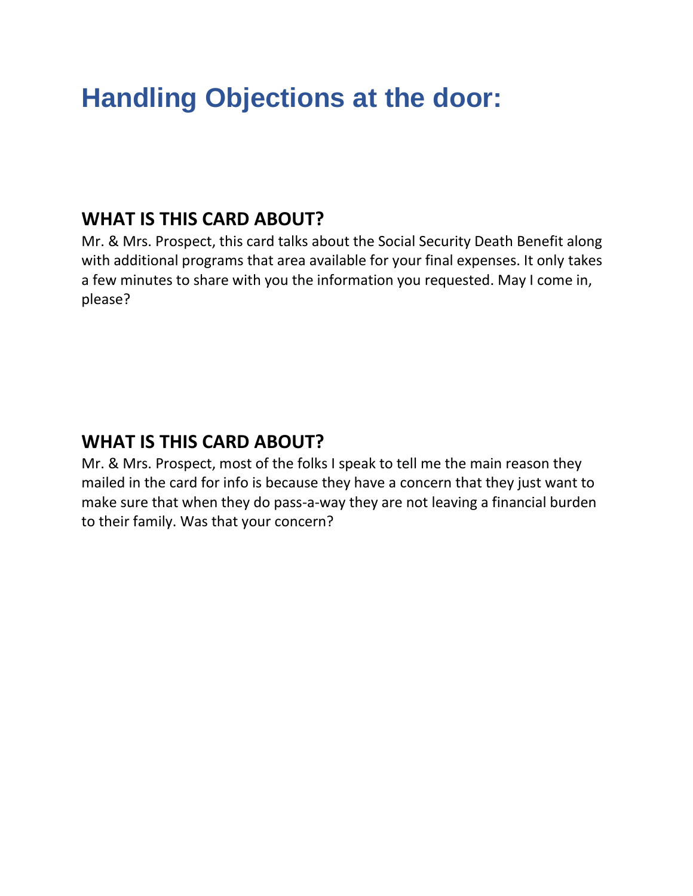# Handling Objections at the door:

## WHAT IS THIS CARD ABOUT?

Mr. & Mrs. Prospect, this card talks about the Social Security Death Benefit along with additional programs that area available for your final expenses. It only takes a few minutes to share with you the information you requested. May I come in, please?

## WHAT IS THIS CARD ABOUT?

Mr. & Mrs. Prospect, most of the folks I speak to tell me the main reason they mailed in the card for info is because they have a concern that they just want to make sure that when they do pass-a-way they are not leaving a financial burden to their family. Was that your concern?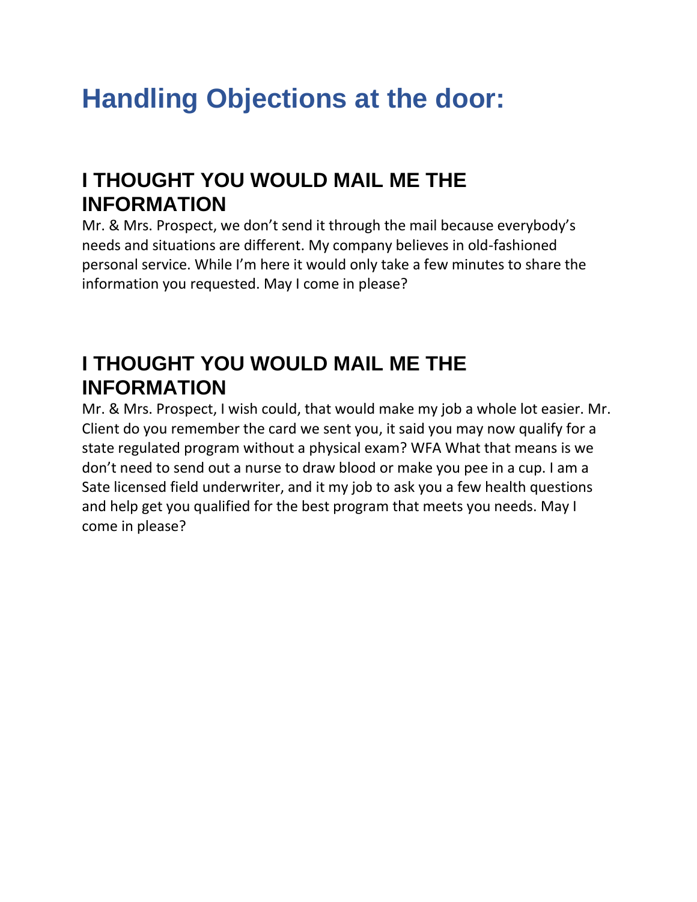# Handling Objections at the door:

## I THOUGHT YOU WOULD MAIL ME THE INFORMATION

Mr. & Mrs. Prospect, we don't send it through the mail because everybody's needs and situations are different. My company believes in old-fashioned personal service. While I'm here it would only take a few minutes to share the information you requested. May I come in please?

## I THOUGHT YOU WOULD MAIL ME THE INFORMATION

Mr. & Mrs. Prospect, I wish could, that would make my job a whole lot easier. Mr. Client do you remember the card we sent you, it said you may now qualify for a state regulated program without a physical exam? WFA What that means is we don't need to send out a nurse to draw blood or make you pee in a cup. I am a Sate licensed field underwriter, and it my job to ask you a few health questions and help get you qualified for the best program that meets you needs. May I come in please?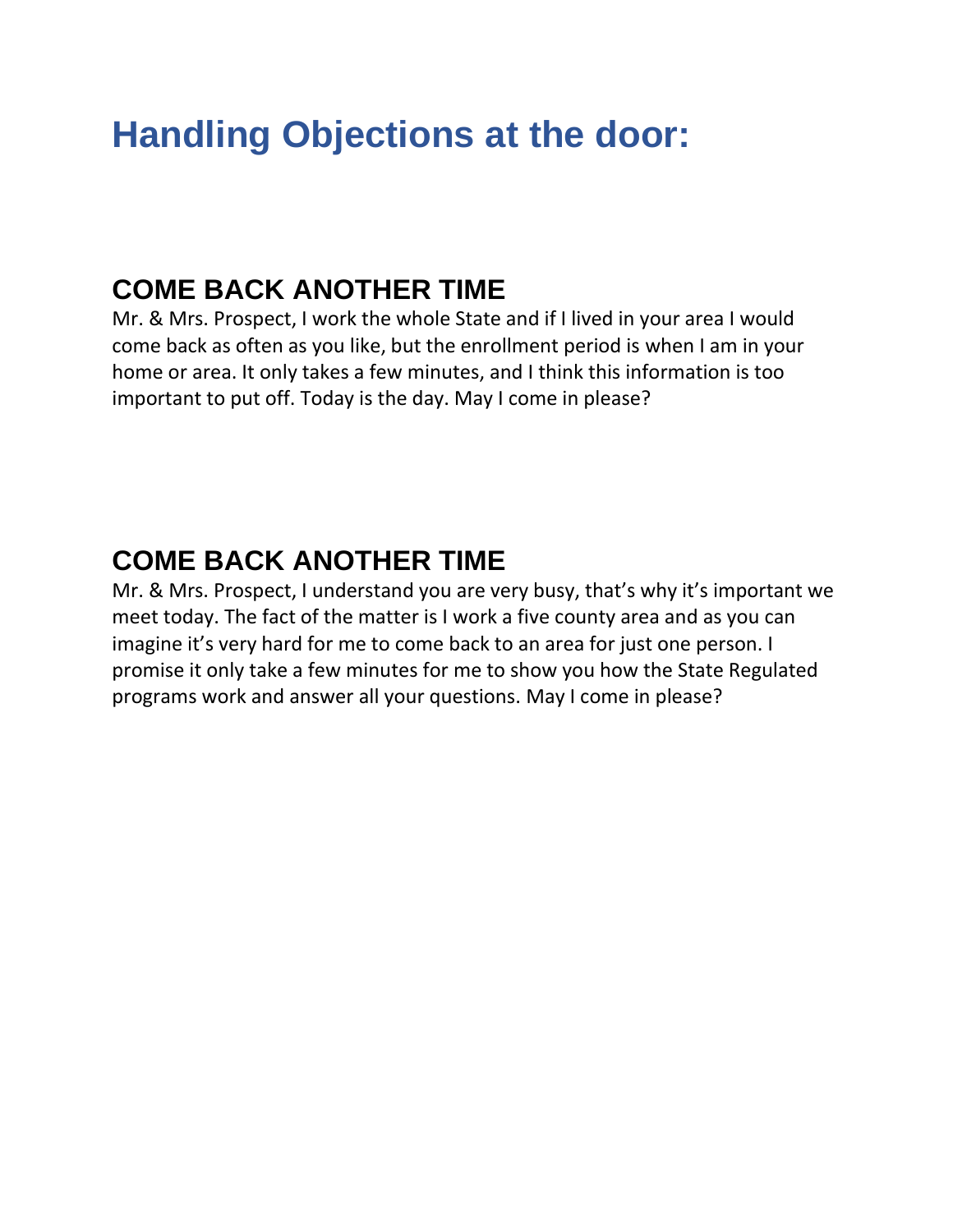# Handling Objections at the door:

## COME BACK ANOTHER TIME

Mr. & Mrs. Prospect, I work the whole State and if I lived in your area I would come back as often as you like, but the enrollment period is when I am in your home or area. It only takes a few minutes, and I think this information is too important to put off. Today is the day. May I come in please?

## COME BACK ANOTHER TIME

Mr. & Mrs. Prospect, I understand you are very busy, that's why it's important we meet today. The fact of the matter is I work a five county area and as you can imagine it's very hard for me to come back to an area for just one person. I promise it only take a few minutes for me to show you how the State Regulated programs work and answer all your questions. May I come in please?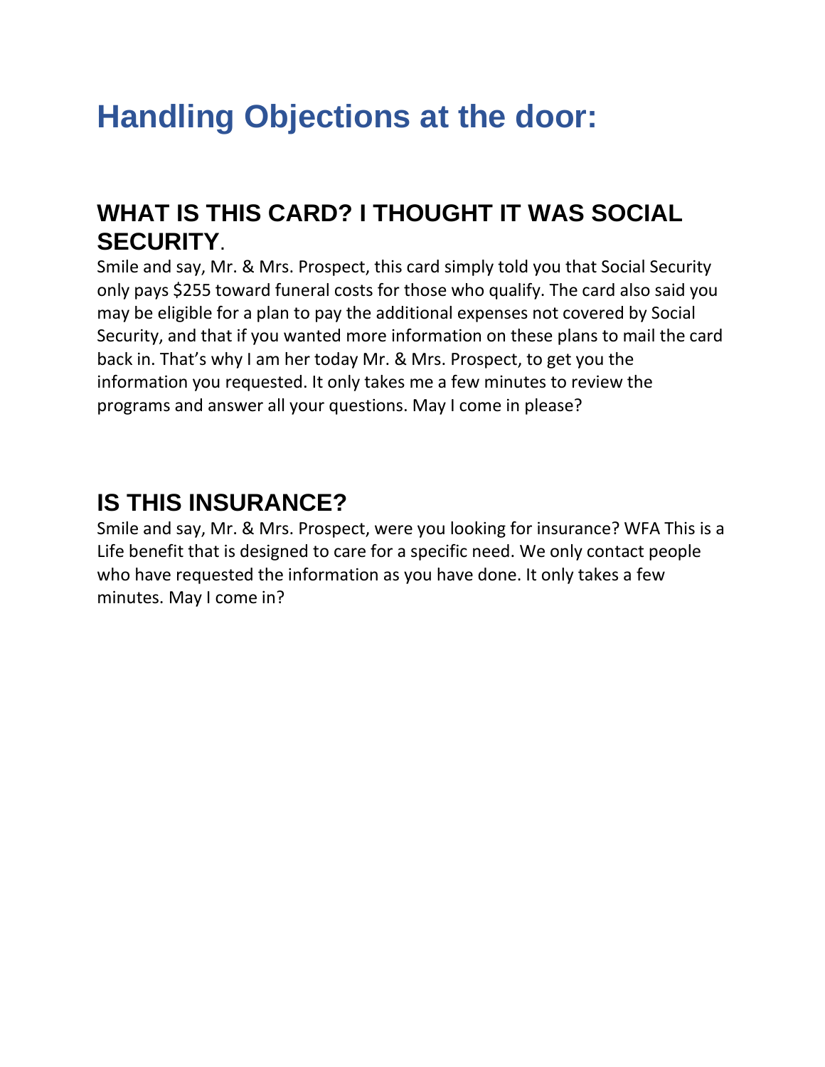# Handling Objections at the door:

## WHAT IS THIS CARD? I THOUGHT IT WAS SOCIAL SECURITY.

Smile and say, Mr. & Mrs. Prospect, this card simply told you that Social Security only pays $255 toward funeral costs for those who qualify. The card also said you may be eligible for a plan to pay the additional expenses not covered by Social Security, and that if you wanted more information on these plans to mail the card back in. That's why I am her today Mr. & Mrs. Prospect, to get you the information you requested. It only takes me a few minutes to review the programs and answer all your questions. May I come in please?

## IS THIS INSURANCE?

Smile and say, Mr. & Mrs. Prospect, were you looking for insurance? WFA This is a Life benefit that is designed to care for a specific need. We only contact people who have requested the information as you have done. It only takes a few minutes. May I come in?